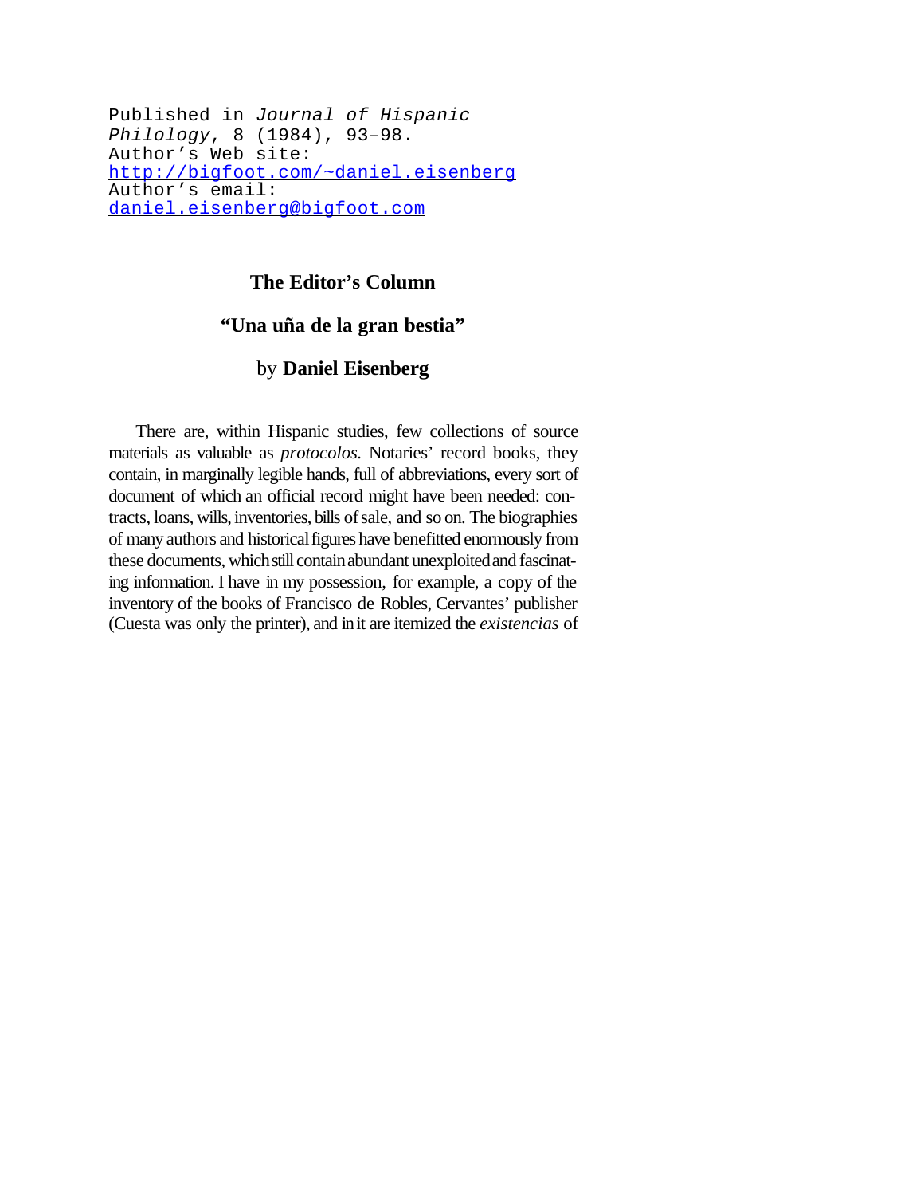Published in *Journal of Hispanic Philology*, 8 (1984), 93–98.
Author's Web site:
http://bigfoot.com/~daniel.eisenberg
Author's email:
daniel.eisenberg@bigfoot.com

# The Editor's Column

## "Una uña de la gran bestia"

by **Daniel Eisenberg**

There are, within Hispanic studies, few collections of source materials as valuable as *protocolos*. Notaries' record books, they contain, in marginally legible hands, full of abbreviations, every sort of document of which an official record might have been needed: contracts, loans, wills, inventories, bills of sale, and so on. The biographies of many authors and historical figures have benefitted enormously from these documents, which still contain abundant unexploited and fascinating information. I have in my possession, for example, a copy of the inventory of the books of Francisco de Robles, Cervantes' publisher (Cuesta was only the printer), and in it are itemized the *existencias* of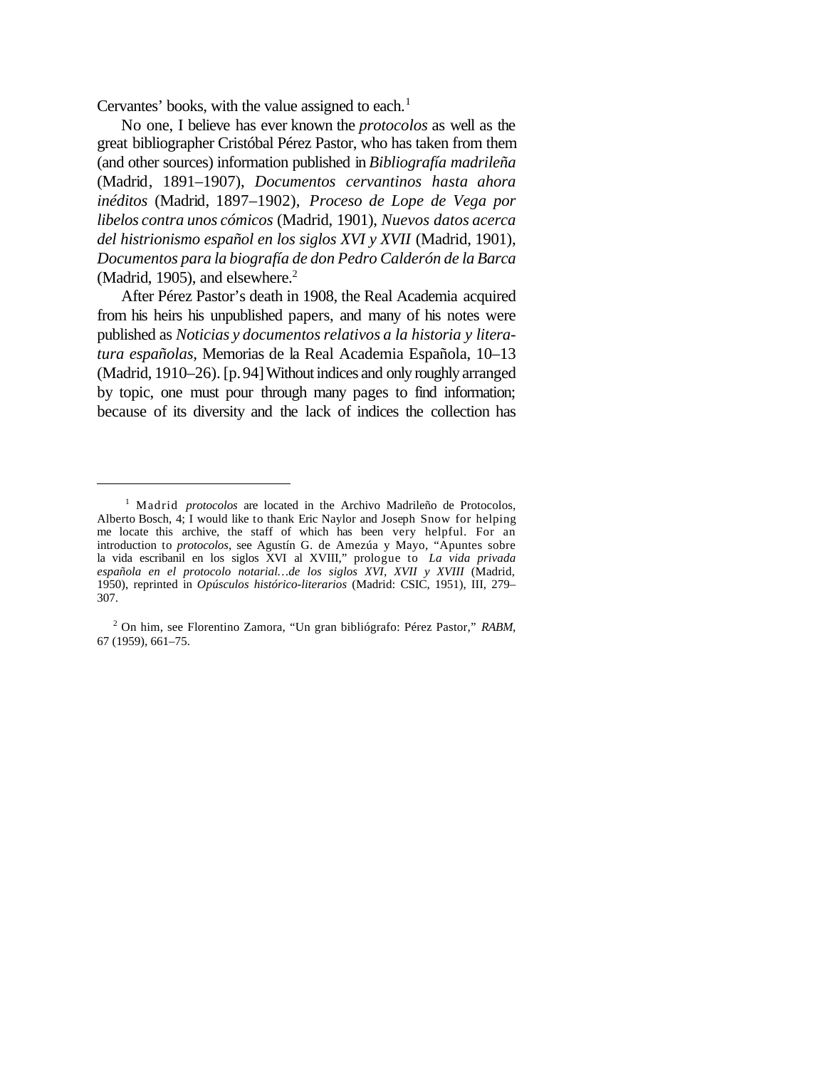Cervantes' books, with the value assigned to each.[1]

No one, I believe has ever known the *protocolos* as well as the great bibliographer Cristóbal Pérez Pastor, who has taken from them (and other sources) information published in *Bibliografía madrileña* (Madrid, 1891–1907), *Documentos cervantinos hasta ahora inéditos* (Madrid, 1897–1902), *Proceso de Lope de Vega por libelos contra unos cómicos* (Madrid, 1901), *Nuevos datos acerca del histrionismo español en los siglos XVI y XVII* (Madrid, 1901), *Documentos para la biografía de don Pedro Calderón de la Barca* (Madrid, 1905), and elsewhere.[2]

After Pérez Pastor's death in 1908, the Real Academia acquired from his heirs his unpublished papers, and many of his notes were published as *Noticias y documentos relativos a la historia y literatura españolas*, Memorias de la Real Academia Española, 10–13 (Madrid, 1910–26). [p. 94] Without indices and only roughly arranged by topic, one must pour through many pages to find information; because of its diversity and the lack of indices the collection has

---

[1] Madrid *protocolos* are located in the Archivo Madrileño de Protocolos, Alberto Bosch, 4; I would like to thank Eric Naylor and Joseph Snow for helping me locate this archive, the staff of which has been very helpful. For an introduction to *protocolos*, see Agustín G. de Amezúa y Mayo, "Apuntes sobre la vida escribanil en los siglos XVI al XVIII," prologue to *La vida privada española en el protocolo notarial…de los siglos XVI, XVII y XVIII* (Madrid, 1950), reprinted in *Opúsculos histórico-literarios* (Madrid: CSIC, 1951), III, 279–307.

[2] On him, see Florentino Zamora, "Un gran bibliógrafo: Pérez Pastor," *RABM*, 67 (1959), 661–75.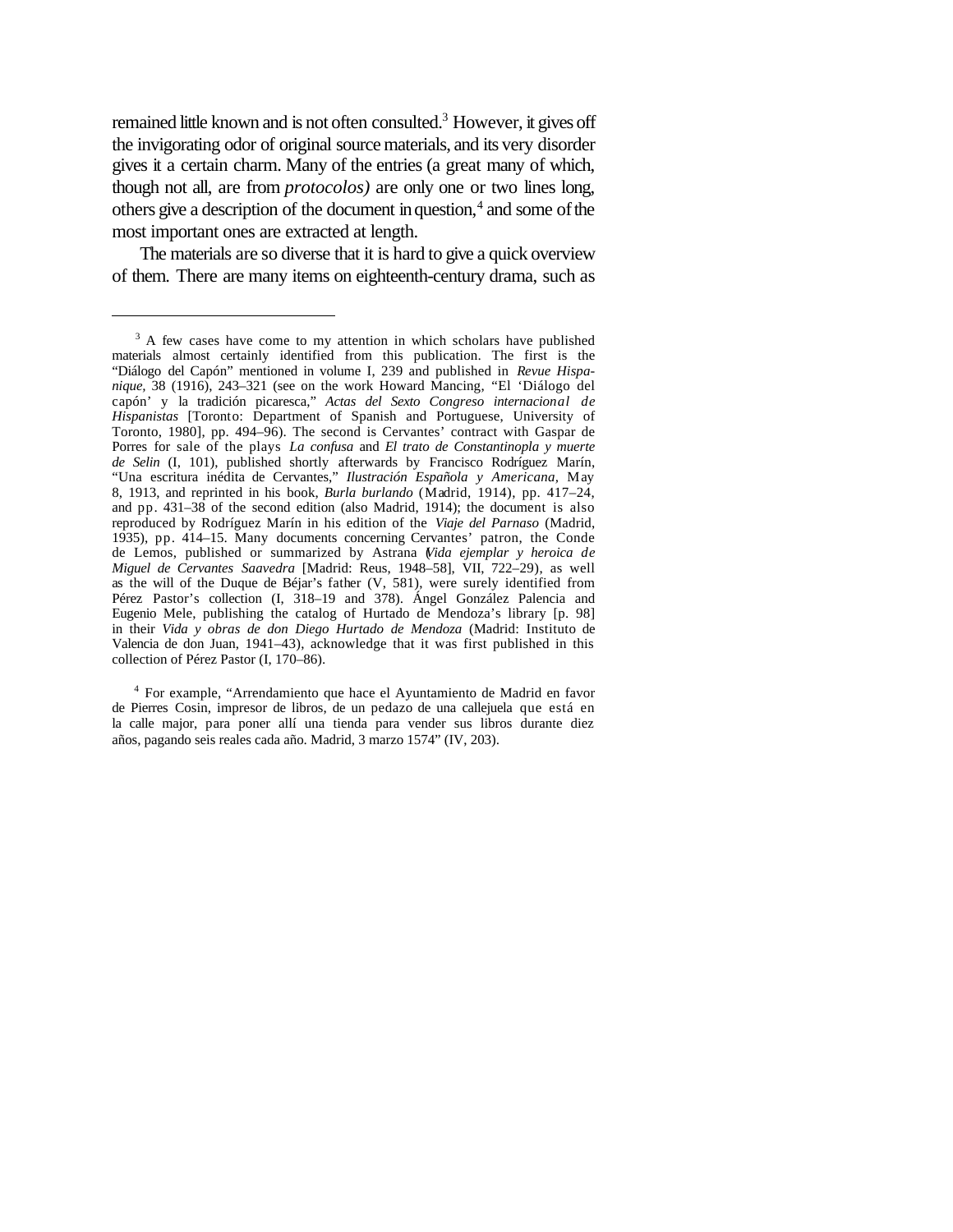remained little known and is not often consulted.[3] However, it gives off the invigorating odor of original source materials, and its very disorder gives it a certain charm. Many of the entries (a great many of which, though not all, are from *protocolos)* are only one or two lines long, others give a description of the document in question,[4] and some of the most important ones are extracted at length.

The materials are so diverse that it is hard to give a quick overview of them. There are many items on eighteenth-century drama, such as

---

[3] A few cases have come to my attention in which scholars have published materials almost certainly identified from this publication. The first is the "Diálogo del Capón" mentioned in volume I, 239 and published in *Revue Hispanique*, 38 (1916), 243–321 (see on the work Howard Mancing, "El 'Diálogo del capón' y la tradición picaresca," *Actas del Sexto Congreso internacional de Hispanistas* [Toronto: Department of Spanish and Portuguese, University of Toronto, 1980], pp. 494–96). The second is Cervantes' contract with Gaspar de Porres for sale of the plays *La confusa* and *El trato de Constantinopla y muerte de Selin* (I, 101), published shortly afterwards by Francisco Rodríguez Marín, "Una escritura inédita de Cervantes," *Ilustración Española y Americana*, May 8, 1913, and reprinted in his book, *Burla burlando* (Madrid, 1914), pp. 417–24, and pp. 431–38 of the second edition (also Madrid, 1914); the document is also reproduced by Rodríguez Marín in his edition of the *Viaje del Parnaso* (Madrid, 1935), pp. 414–15. Many documents concerning Cervantes' patron, the Conde de Lemos, published or summarized by Astrana (*Vida ejemplar y heroica de Miguel de Cervantes Saavedra* [Madrid: Reus, 1948–58], VII, 722–29), as well as the will of the Duque de Béjar's father (V, 581), were surely identified from Pérez Pastor's collection (I, 318–19 and 378). Ángel González Palencia and Eugenio Mele, publishing the catalog of Hurtado de Mendoza's library [p. 98] in their *Vida y obras de don Diego Hurtado de Mendoza* (Madrid: Instituto de Valencia de don Juan, 1941–43), acknowledge that it was first published in this collection of Pérez Pastor (I, 170–86).

[4] For example, "Arrendamiento que hace el Ayuntamiento de Madrid en favor de Pierres Cosin, impresor de libros, de un pedazo de una callejuela que está en la calle major, para poner allí una tienda para vender sus libros durante diez años, pagando seis reales cada año. Madrid, 3 marzo 1574" (IV, 203).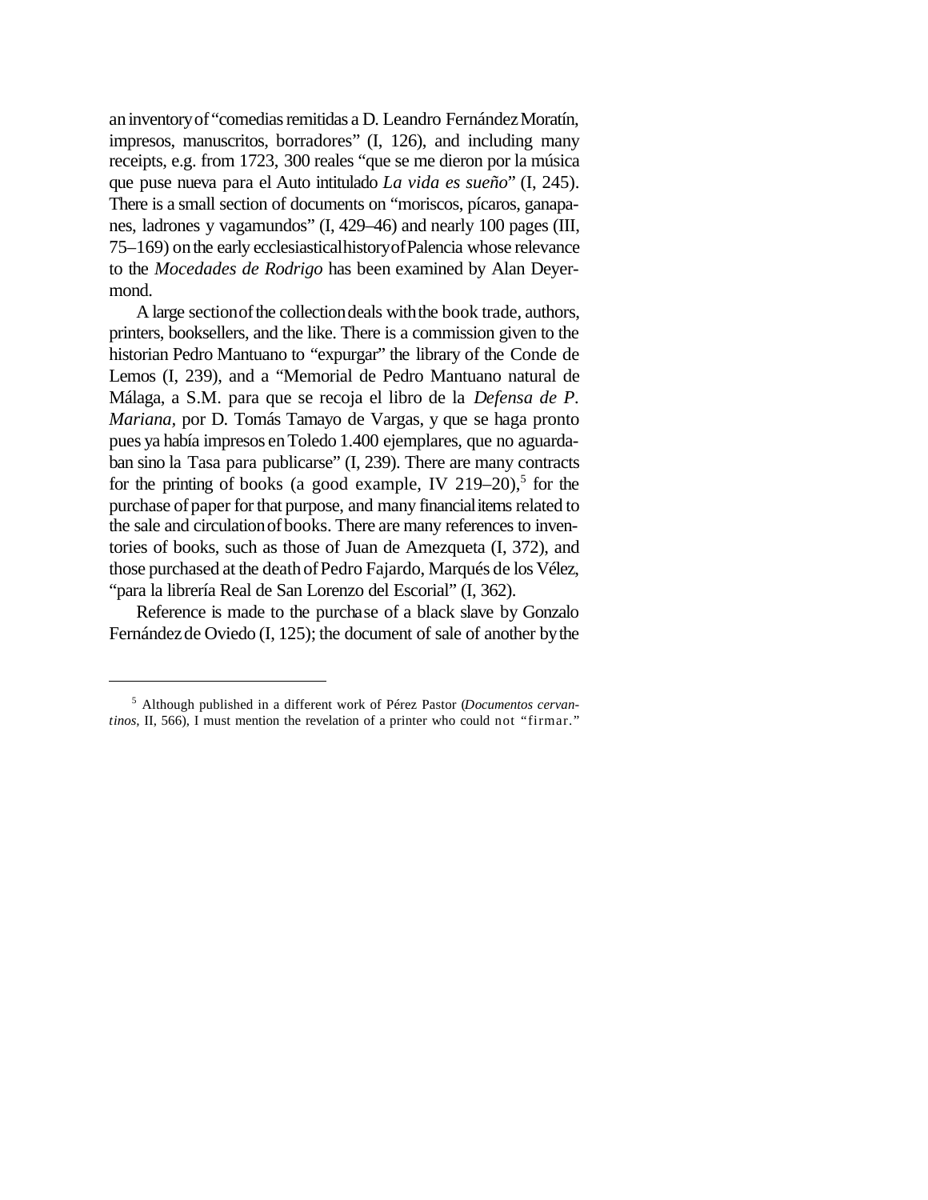an inventory of "comedias remitidas a D. Leandro Fernández Moratín, impresos, manuscritos, borradores" (I, 126), and including many receipts, e.g. from 1723, 300 reales "que se me dieron por la música que puse nueva para el Auto intitulado *La vida es sueño*" (I, 245). There is a small section of documents on "moriscos, pícaros, ganapanes, ladrones y vagamundos" (I, 429–46) and nearly 100 pages (III, 75–169) on the early ecclesiastical history of Palencia whose relevance to the *Mocedades de Rodrigo* has been examined by Alan Deyermond.

A large section of the collection deals with the book trade, authors, printers, booksellers, and the like. There is a commission given to the historian Pedro Mantuano to "expurgar" the library of the Conde de Lemos (I, 239), and a "Memorial de Pedro Mantuano natural de Málaga, a S.M. para que se recoja el libro de la *Defensa de P. Mariana*, por D. Tomás Tamayo de Vargas, y que se haga pronto pues ya había impresos en Toledo 1.400 ejemplares, que no aguardaban sino la Tasa para publicarse" (I, 239). There are many contracts for the printing of books (a good example, IV 219–20),[5] for the purchase of paper for that purpose, and many financial items related to the sale and circulation of books. There are many references to inventories of books, such as those of Juan de Amezqueta (I, 372), and those purchased at the death of Pedro Fajardo, Marqués de los Vélez, "para la librería Real de San Lorenzo del Escorial" (I, 362).

Reference is made to the purchase of a black slave by Gonzalo Fernández de Oviedo (I, 125); the document of sale of another by the

---

[5] Although published in a different work of Pérez Pastor (*Documentos cervantinos*, II, 566), I must mention the revelation of a printer who could not "firmar."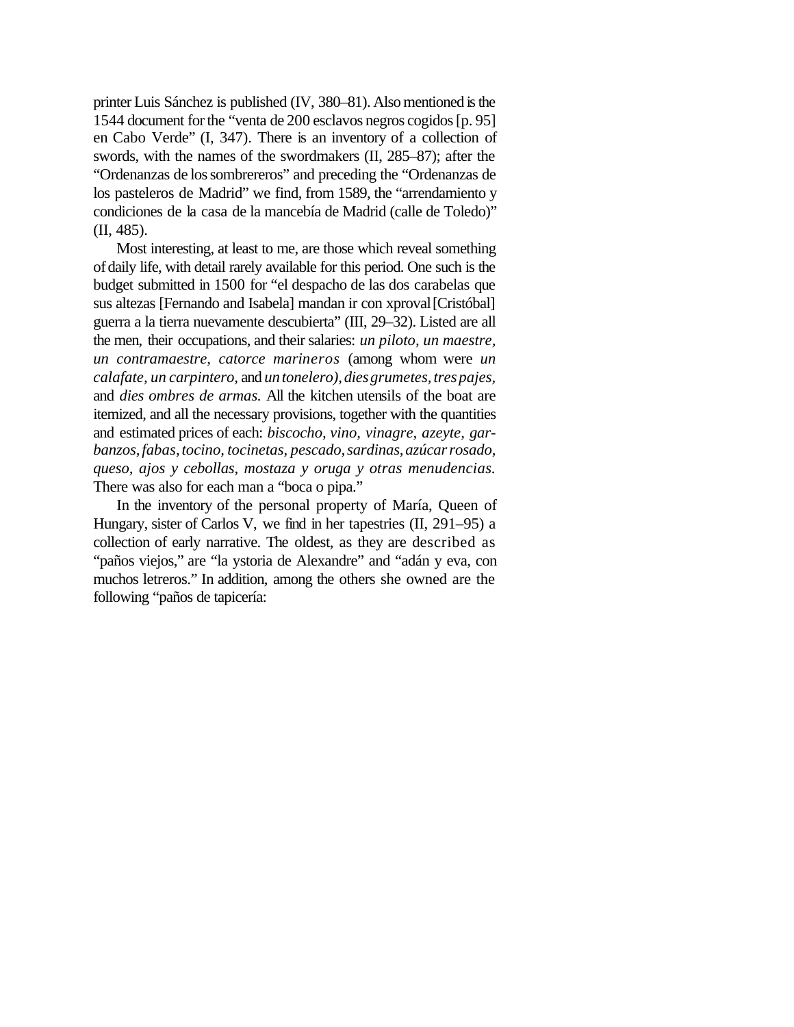printer Luis Sánchez is published (IV, 380–81). Also mentioned is the 1544 document for the "venta de 200 esclavos negros cogidos [p. 95] en Cabo Verde" (I, 347). There is an inventory of a collection of swords, with the names of the swordmakers (II, 285–87); after the "Ordenanzas de los sombrereros" and preceding the "Ordenanzas de los pasteleros de Madrid" we find, from 1589, the "arrendamiento y condiciones de la casa de la mancebía de Madrid (calle de Toledo)" (II, 485).

Most interesting, at least to me, are those which reveal something of daily life, with detail rarely available for this period. One such is the budget submitted in 1500 for "el despacho de las dos carabelas que sus altezas [Fernando and Isabela] mandan ir con xproval [Cristóbal] guerra a la tierra nuevamente descubierta" (III, 29–32). Listed are all the men, their occupations, and their salaries: *un piloto, un maestre, un contramaestre, catorce marineros* (among whom were *un calafate, un carpintero,* and *un tonelero), dies grumetes, tres pajes,* and *dies ombres de armas.* All the kitchen utensils of the boat are itemized, and all the necessary provisions, together with the quantities and estimated prices of each: *biscocho, vino, vinagre, azeyte, garbanzos, fabas, tocino, tocinetas, pescado, sardinas, azúcar rosado, queso, ajos y cebollas, mostaza y oruga y otras menudencias.* There was also for each man a "boca o pipa."

In the inventory of the personal property of María, Queen of Hungary, sister of Carlos V, we find in her tapestries (II, 291–95) a collection of early narrative. The oldest, as they are described as "paños viejos," are "la ystoria de Alexandre" and "adán y eva, con muchos letreros." In addition, among the others she owned are the following "paños de tapicería: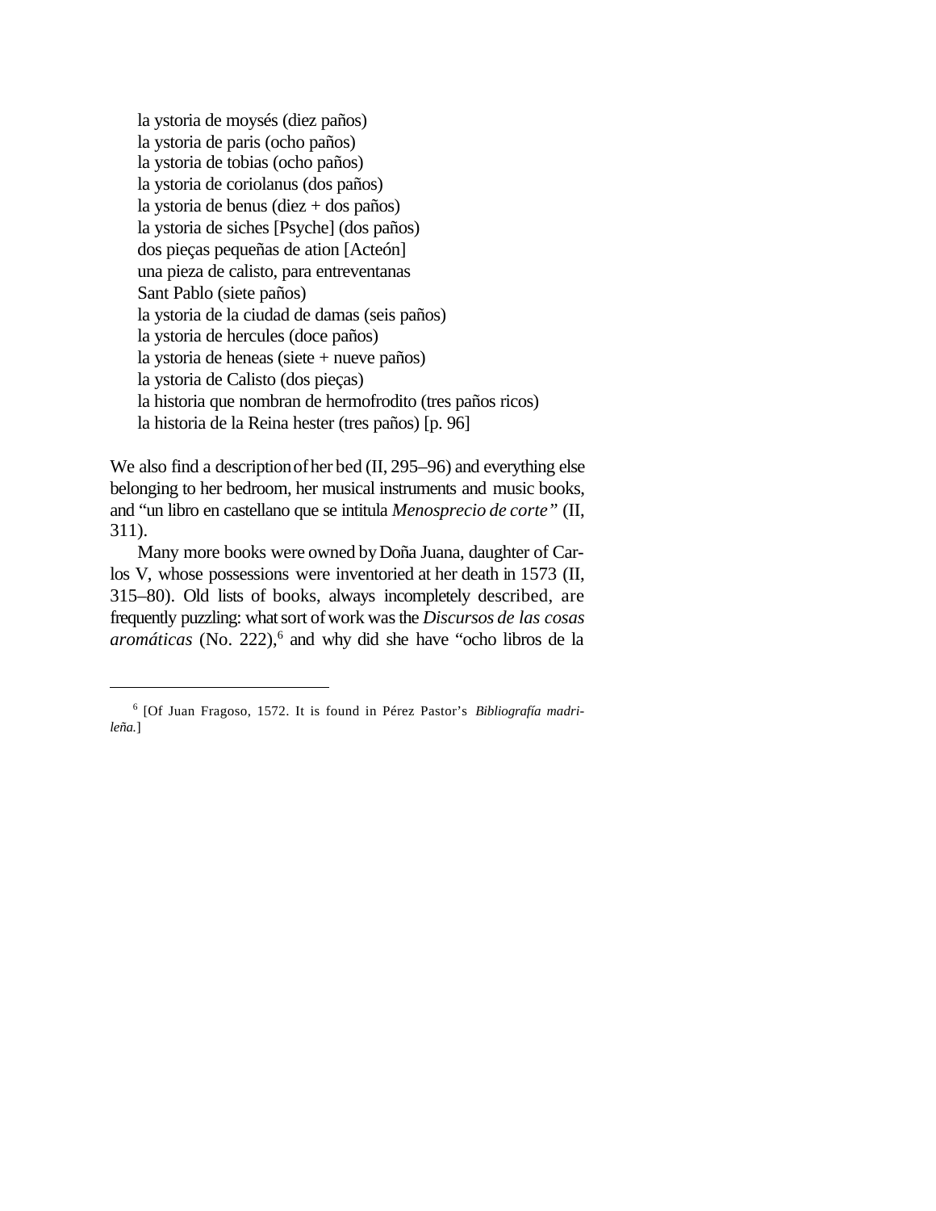la ystoria de moysés (diez paños)
la ystoria de paris (ocho paños)
la ystoria de tobias (ocho paños)
la ystoria de coriolanus (dos paños)
la ystoria de benus (diez + dos paños)
la ystoria de siches [Psyche] (dos paños)
dos pieças pequeñas de ation [Acteón]
una pieza de calisto, para entreventanas
Sant Pablo (siete paños)
la ystoria de la ciudad de damas (seis paños)
la ystoria de hercules (doce paños)
la ystoria de heneas (siete + nueve paños)
la ystoria de Calisto (dos pieças)
la historia que nombran de hermofrodito (tres paños ricos)
la historia de la Reina hester (tres paños) [p. 96]

We also find a description of her bed (II, 295–96) and everything else belonging to her bedroom, her musical instruments and music books, and "un libro en castellano que se intitula *Menosprecio de corte"* (II, 311).

Many more books were owned by Doña Juana, daughter of Carlos V, whose possessions were inventoried at her death in 1573 (II, 315–80). Old lists of books, always incompletely described, are frequently puzzling: what sort of work was the *Discursos de las cosas aromáticas* (No. 222),[6] and why did she have "ocho libros de la

[6] [Of Juan Fragoso, 1572. It is found in Pérez Pastor's *Bibliografía madrileña.*]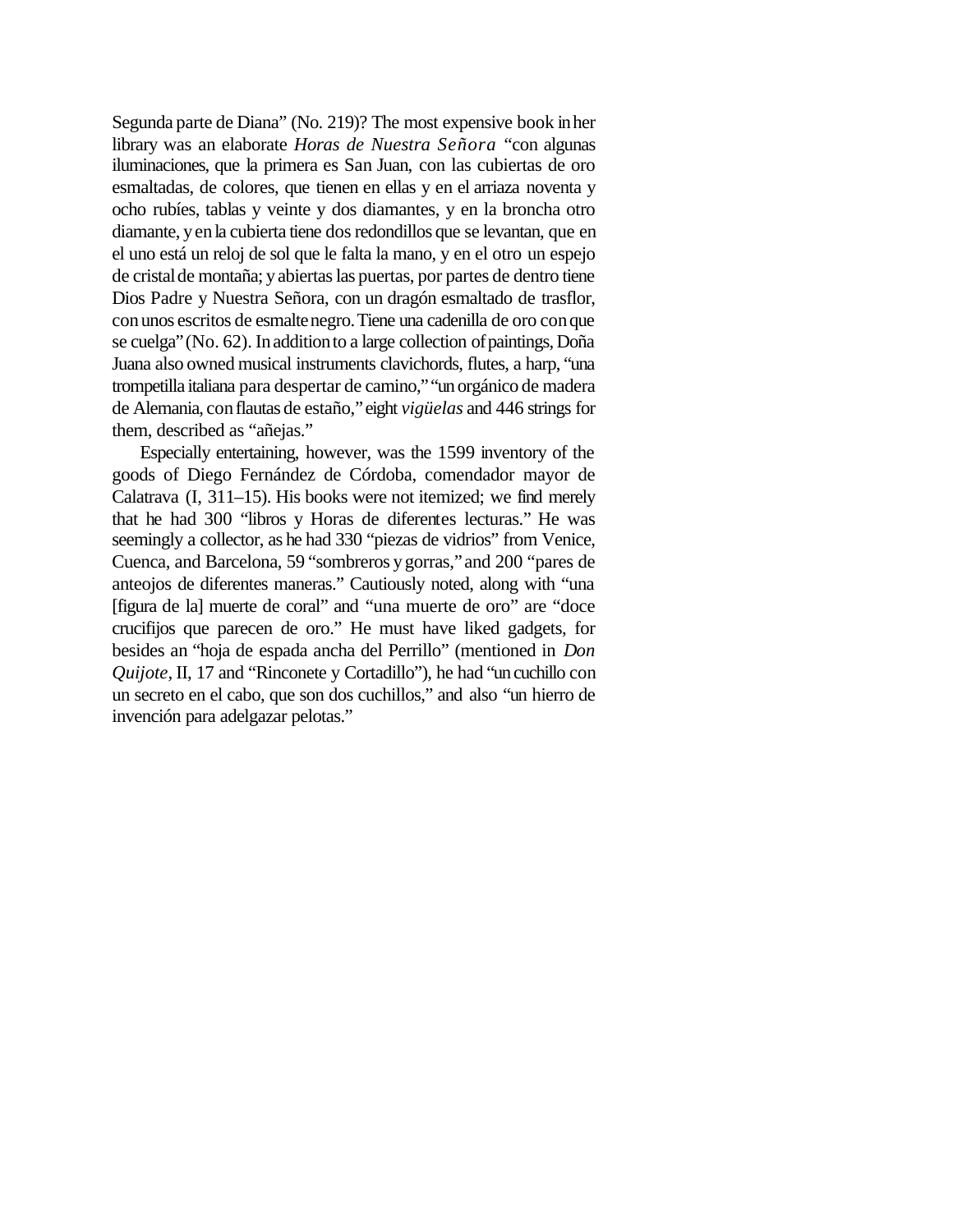Segunda parte de Diana" (No. 219)? The most expensive book in her library was an elaborate *Horas de Nuestra Señora* "con algunas iluminaciones, que la primera es San Juan, con las cubiertas de oro esmaltadas, de colores, que tienen en ellas y en el arriaza noventa y ocho rubíes, tablas y veinte y dos diamantes, y en la broncha otro diamante, y en la cubierta tiene dos redondillos que se levantan, que en el uno está un reloj de sol que le falta la mano, y en el otro un espejo de cristal de montaña; y abiertas las puertas, por partes de dentro tiene Dios Padre y Nuestra Señora, con un dragón esmaltado de trasflor, con unos escritos de esmalte negro. Tiene una cadenilla de oro con que se cuelga" (No. 62). In addition to a large collection of paintings, Doña Juana also owned musical instruments clavichords, flutes, a harp, "una trompetilla italiana para despertar de camino," "un orgánico de madera de Alemania, con flautas de estaño," eight *vigüelas* and 446 strings for them, described as "añejas."

Especially entertaining, however, was the 1599 inventory of the goods of Diego Fernández de Córdoba, comendador mayor de Calatrava (I, 311–15). His books were not itemized; we find merely that he had 300 "libros y Horas de diferentes lecturas." He was seemingly a collector, as he had 330 "piezas de vidrios" from Venice, Cuenca, and Barcelona, 59 "sombreros y gorras," and 200 "pares de anteojos de diferentes maneras." Cautiously noted, along with "una [figura de la] muerte de coral" and "una muerte de oro" are "doce crucifijos que parecen de oro." He must have liked gadgets, for besides an "hoja de espada ancha del Perrillo" (mentioned in *Don Quijote*, II, 17 and "Rinconete y Cortadillo"), he had "un cuchillo con un secreto en el cabo, que son dos cuchillos," and also "un hierro de invención para adelgazar pelotas."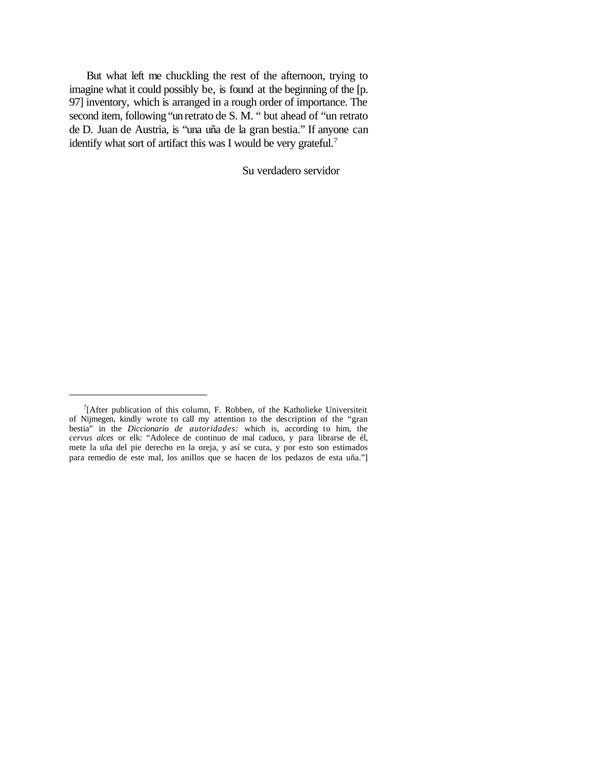But what left me chuckling the rest of the afternoon, trying to imagine what it could possibly be, is found at the beginning of the [p. 97] inventory, which is arranged in a rough order of importance. The second item, following "un retrato de S. M. " but ahead of "un retrato de D. Juan de Austria, is "una uña de la gran bestia." If anyone can identify what sort of artifact this was I would be very grateful.[7]

Su verdadero servidor

---

[7][After publication of this column, F. Robben, of the Katholieke Universiteit of Nijmegen, kindly wrote to call my attention to the description of the "gran bestia" in the *Diccionario de autoridades:* which is, according to him, the *cervus alces* or elk: "Adolece de continuo de mal caduco, y para librarse de él, mete la uña del pie derecho en la oreja, y así se cura, y por esto son estimados para remedio de este mal, los anillos que se hacen de los pedazos de esta uña."]